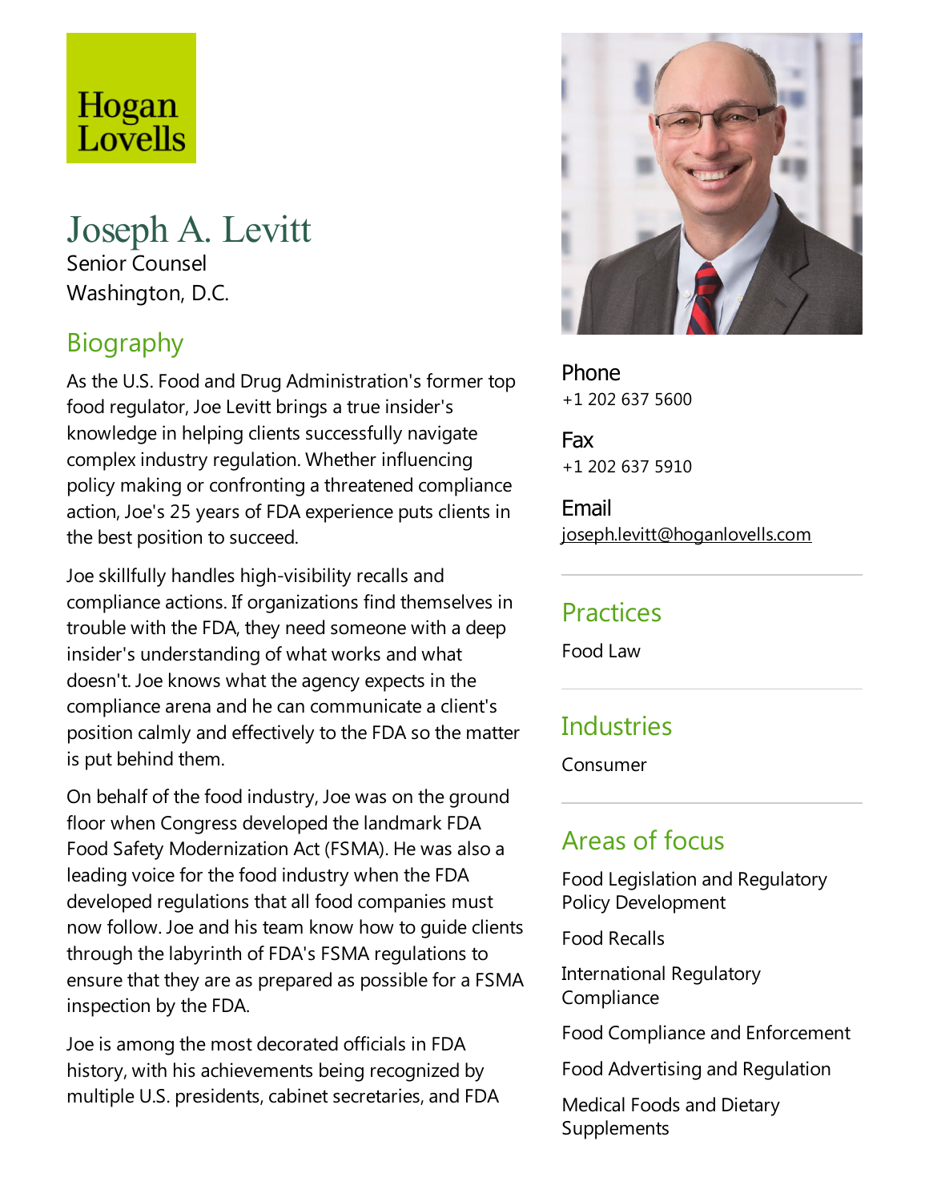Hogan Lovells

# Joseph A. Levitt

Senior Counsel

Washington, D.C.

## Biography

As the U.S. Food and Drug Administration's former top food regulator, Joe Levitt brings a true insider's knowledge in helping clients successfully navigate complex industry regulation. Whether influencing policy making or confronting a threatened compliance action, Joe's 25 years of FDA experience puts clients in the best position to succeed.

Joe skillfully handles high-visibility recalls and compliance actions. If organizations find themselves in trouble with the FDA, they need someone with a deep insider's understanding of what works and what doesn't. Joe knows what the agency expects in the compliance arena and he can communicate a client's position calmly and effectively to the FDA so the matter is put behind them.

On behalf of the food industry, Joe was on the ground floor when Congress developed the landmark FDA Food Safety Modernization Act (FSMA). He was also a leading voice for the food industry when the FDA developed regulations that all food companies must now follow. Joe and his team know how to guide clients through the labyrinth of FDA's FSMA regulations to ensure that they are as prepared as possible for a FSMA inspection by the FDA.

Joe is among the most decorated officials in FDA history, with his achievements being recognized by multiple U.S. presidents, cabinet secretaries, and FDA

**Phone**
+1 202 637 5600

**Fax**
+1 202 637 5910

**Email**
joseph.levitt@hoganlovells.com

## Practices

Food Law

## Industries

Consumer

## Areas of focus

Food Legislation and Regulatory Policy Development

Food Recalls

International Regulatory Compliance

Food Compliance and Enforcement

Food Advertising and Regulation

Medical Foods and Dietary Supplements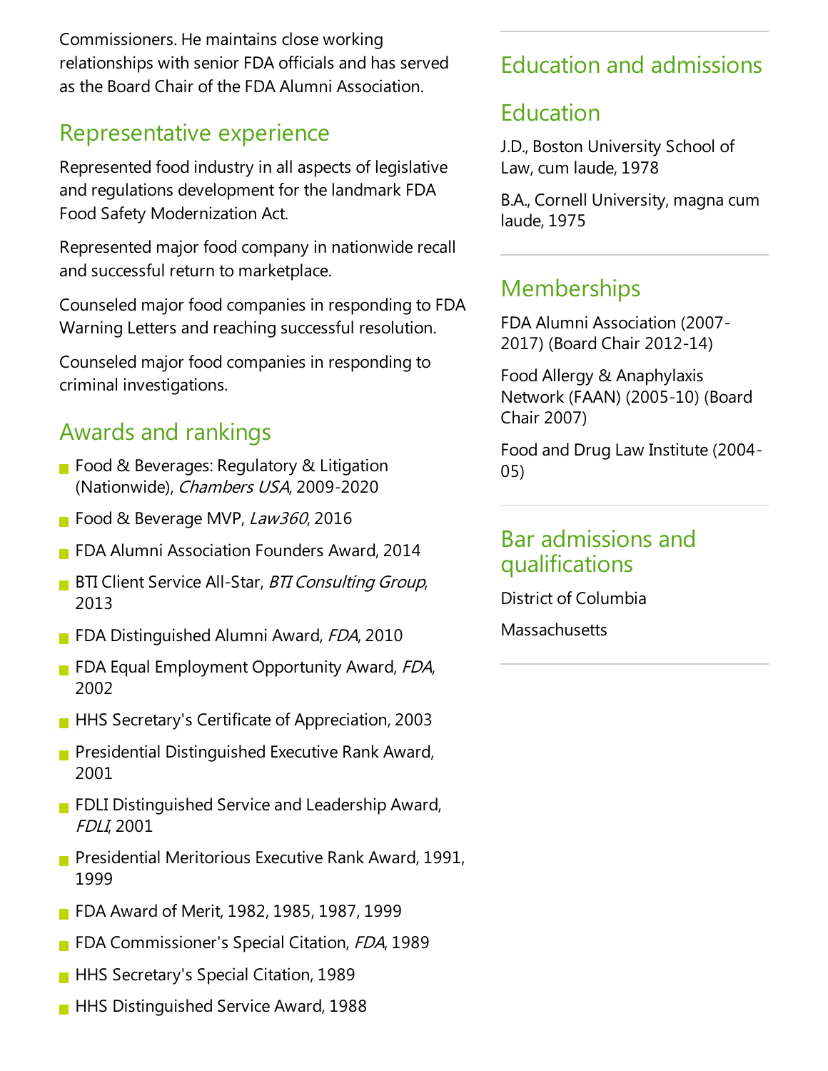Commissioners. He maintains close working relationships with senior FDA officials and has served as the Board Chair of the FDA Alumni Association.

## Representative experience

Represented food industry in all aspects of legislative and regulations development for the landmark FDA Food Safety Modernization Act.

Represented major food company in nationwide recall and successful return to marketplace.

Counseled major food companies in responding to FDA Warning Letters and reaching successful resolution.

Counseled major food companies in responding to criminal investigations.

## Awards and rankings

- Food & Beverages: Regulatory & Litigation (Nationwide), *Chambers USA*, 2009-2020
- Food & Beverage MVP, *Law360*, 2016
- FDA Alumni Association Founders Award, 2014
- BTI Client Service All-Star, *BTI Consulting Group*, 2013
- FDA Distinguished Alumni Award, *FDA*, 2010
- FDA Equal Employment Opportunity Award, *FDA*, 2002
- HHS Secretary's Certificate of Appreciation, 2003
- Presidential Distinguished Executive Rank Award, 2001
- FDLI Distinguished Service and Leadership Award, *FDLI*, 2001
- Presidential Meritorious Executive Rank Award, 1991, 1999
- FDA Award of Merit, 1982, 1985, 1987, 1999
- FDA Commissioner's Special Citation, *FDA*, 1989
- HHS Secretary's Special Citation, 1989
- HHS Distinguished Service Award, 1988

## Education and admissions

### Education

J.D., Boston University School of Law, cum laude, 1978

B.A., Cornell University, magna cum laude, 1975

### Memberships

FDA Alumni Association (2007-2017) (Board Chair 2012-14)

Food Allergy & Anaphylaxis Network (FAAN) (2005-10) (Board Chair 2007)

Food and Drug Law Institute (2004-05)

### Bar admissions and qualifications

District of Columbia

Massachusetts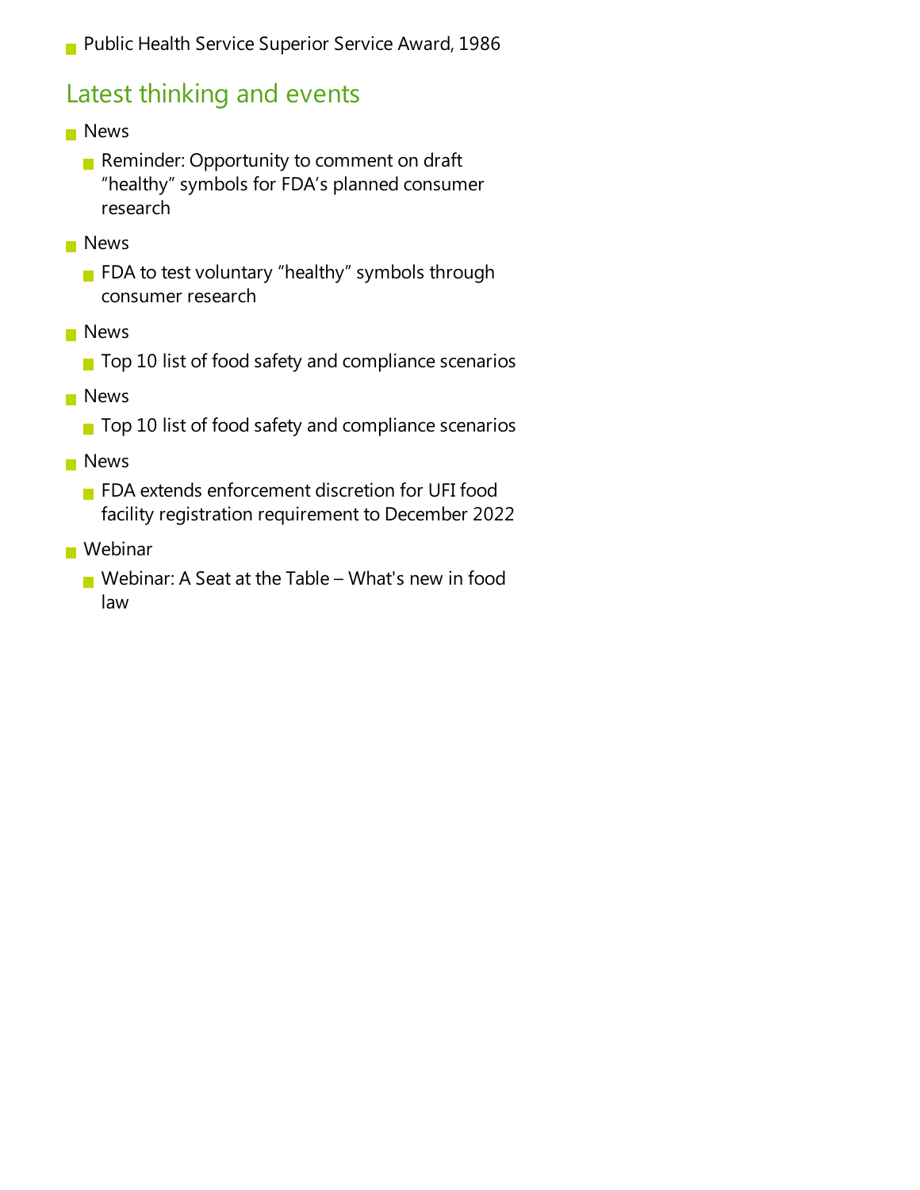- Public Health Service Superior Service Award, 1986

## Latest thinking and events

- News
  - Reminder: Opportunity to comment on draft “healthy” symbols for FDA’s planned consumer research
- News
  - FDA to test voluntary “healthy” symbols through consumer research
- News
  - Top 10 list of food safety and compliance scenarios
- News
  - Top 10 list of food safety and compliance scenarios
- News
  - FDA extends enforcement discretion for UFI food facility registration requirement to December 2022
- Webinar
  - Webinar: A Seat at the Table – What's new in food law